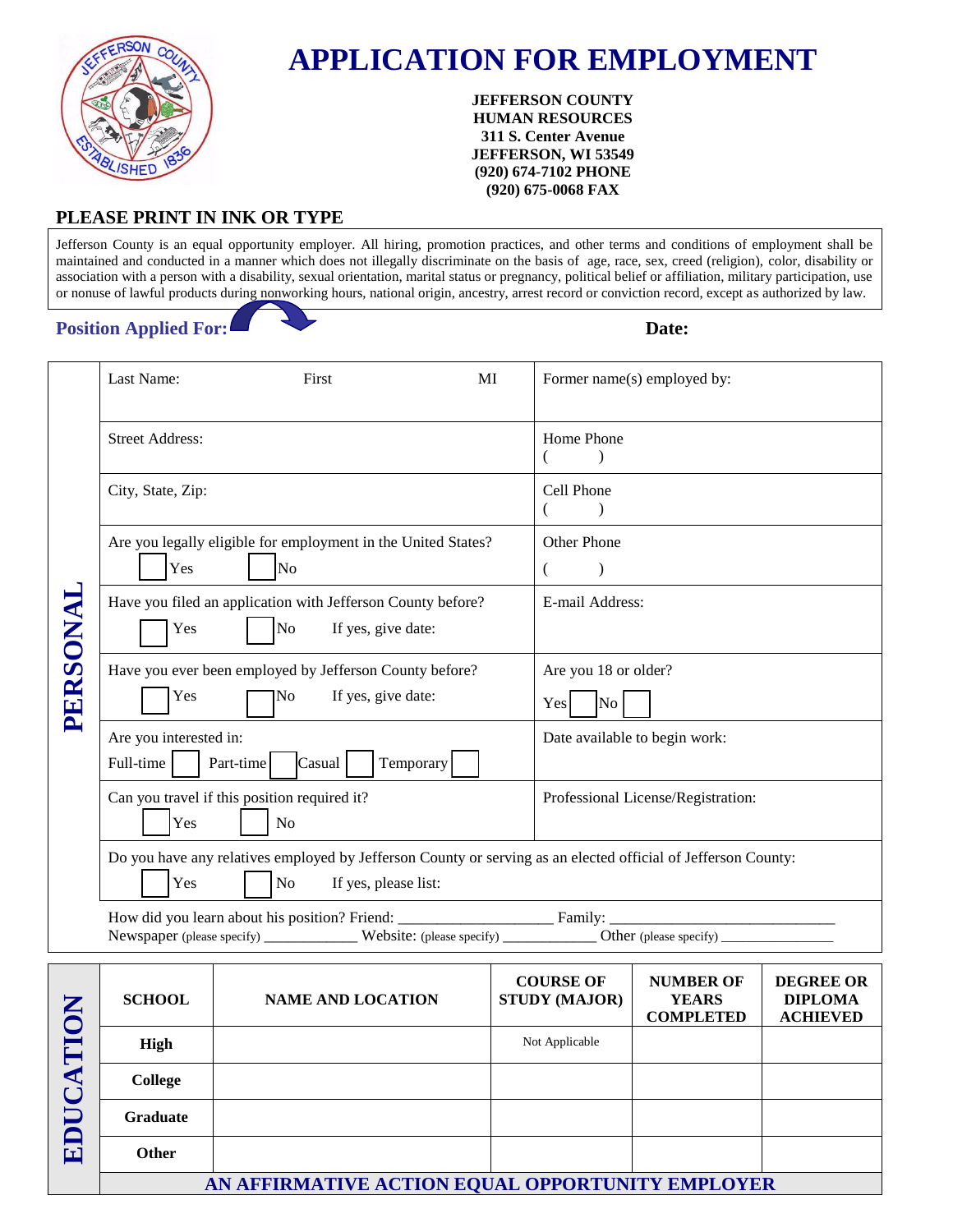# APPLICATION FOR EMPLOYMENT

**JEFFERSON COUNTY**
**HUMAN RESOURCES**
**311 S. Center Avenue**
**JEFFERSON, WI 53549**
**(920) 674-7102 PHONE**
**(920) 675-0068 FAX**

## PLEASE PRINT IN INK OR TYPE

Jefferson County is an equal opportunity employer. All hiring, promotion practices, and other terms and conditions of employment shall be maintained and conducted in a manner which does not illegally discriminate on the basis of age, race, sex, creed (religion), color, disability or association with a person with a disability, sexual orientation, marital status or pregnancy, political belief or affiliation, military participation, use or nonuse of lawful products during nonworking hours, national origin, ancestry, arrest record or conviction record, except as authorized by law.

**Position Applied For:** **Date:**

## PERSONAL

| | |
|---|---|
| Last Name: First MI | Former name(s) employed by: |
| Street Address: | Home Phone ( ) |
| City, State, Zip: | Cell Phone ( ) |
| Are you legally eligible for employment in the United States? ☐ Yes ☐ No | Other Phone ( ) |
| Have you filed an application with Jefferson County before? ☐ Yes ☐ No If yes, give date: | E-mail Address: |
| Have you ever been employed by Jefferson County before? ☐ Yes ☐ No If yes, give date: | Are you 18 or older? Yes ☐ No ☐ |
| Are you interested in: Full-time ☐ Part-time ☐ Casual ☐ Temporary ☐ | Date available to begin work: |
| Can you travel if this position required it? ☐ Yes ☐ No | Professional License/Registration: |

Do you have any relatives employed by Jefferson County or serving as an elected official of Jefferson County: ☐ Yes ☐ No If yes, please list:

How did you learn about his position? Friend: ___________________ Family: ____________________________
Newspaper (please specify) ____________ Website: (please specify) ____________ Other (please specify) _______________

## EDUCATION

| SCHOOL | NAME AND LOCATION | COURSE OF STUDY (MAJOR) | NUMBER OF YEARS COMPLETED | DEGREE OR DIPLOMA ACHIEVED |
|---|---|---|---|---|
| **High** | | Not Applicable | | |
| **College** | | | | |
| **Graduate** | | | | |
| **Other** | | | | |

**AN AFFIRMATIVE ACTION EQUAL OPPORTUNITY EMPLOYER**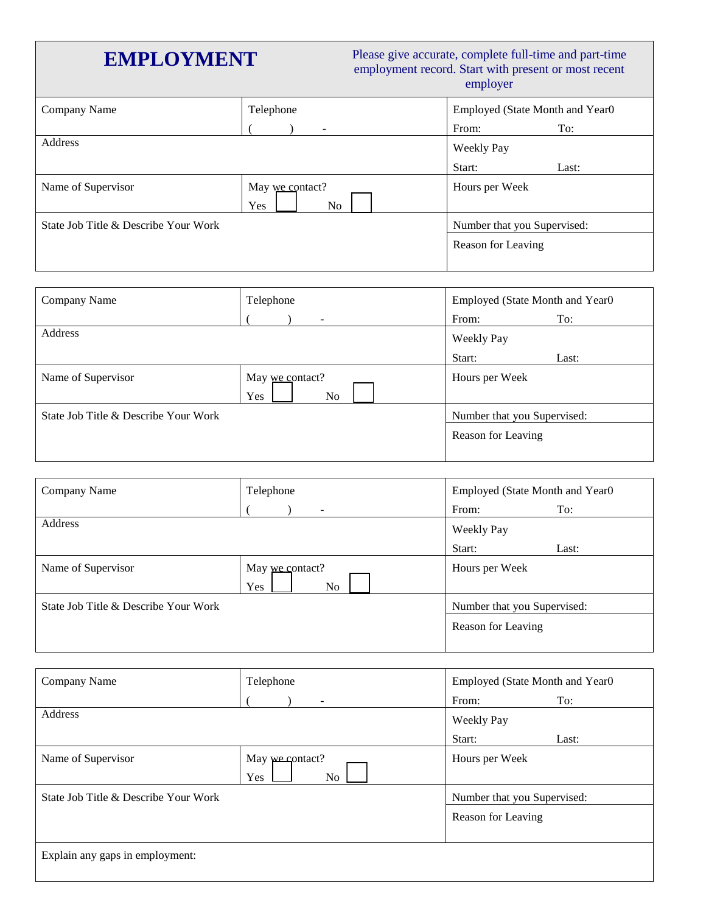## EMPLOYMENT

Please give accurate, complete full-time and part-time employment record. Start with present or most recent employer

| Company Name | Telephone<br>(      )      - | Employed (State Month and Year0<br>From:                To: |
|---|---|---|
| Address | | Weekly Pay<br>Start:                Last: |
| Name of Supervisor | May we contact?<br>Yes ☐      No ☐ | Hours per Week |
| State Job Title & Describe Your Work | | Number that you Supervised: |
| | | Reason for Leaving |

| Company Name | Telephone<br>(      )      - | Employed (State Month and Year0<br>From:                To: |
|---|---|---|
| Address | | Weekly Pay<br>Start:                Last: |
| Name of Supervisor | May we contact?<br>Yes ☐      No ☐ | Hours per Week |
| State Job Title & Describe Your Work | | Number that you Supervised: |
| | | Reason for Leaving |

| Company Name | Telephone<br>(      )      - | Employed (State Month and Year0<br>From:                To: |
|---|---|---|
| Address | | Weekly Pay<br>Start:                Last: |
| Name of Supervisor | May we contact?<br>Yes ☐      No ☐ | Hours per Week |
| State Job Title & Describe Your Work | | Number that you Supervised: |
| | | Reason for Leaving |

| Company Name | Telephone<br>(      )      - | Employed (State Month and Year0<br>From:                To: |
|---|---|---|
| Address | | Weekly Pay<br>Start:                Last: |
| Name of Supervisor | May we contact?<br>Yes ☐      No ☐ | Hours per Week |
| State Job Title & Describe Your Work | | Number that you Supervised: |
| | | Reason for Leaving |
| Explain any gaps in employment: | | |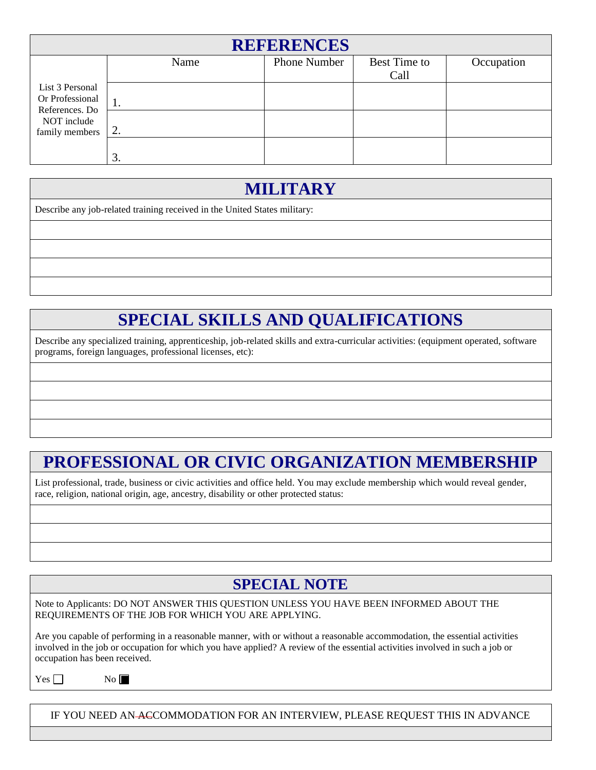## REFERENCES

| List 3 Personal Or Professional References. Do NOT include family members | Name | Phone Number | Best Time to Call | Occupation |
|---|---|---|---|---|
| | 1. | | | |
| | 2. | | | |
| | 3. | | | |

## MILITARY

Describe any job-related training received in the United States military:

## SPECIAL SKILLS AND QUALIFICATIONS

Describe any specialized training, apprenticeship, job-related skills and extra-curricular activities: (equipment operated, software programs, foreign languages, professional licenses, etc):

## PROFESSIONAL OR CIVIC ORGANIZATION MEMBERSHIP

List professional, trade, business or civic activities and office held. You may exclude membership which would reveal gender, race, religion, national origin, age, ancestry, disability or other protected status:

## SPECIAL NOTE

Note to Applicants: DO NOT ANSWER THIS QUESTION UNLESS YOU HAVE BEEN INFORMED ABOUT THE REQUIREMENTS OF THE JOB FOR WHICH YOU ARE APPLYING.

Are you capable of performing in a reasonable manner, with or without a reasonable accommodation, the essential activities involved in the job or occupation for which you have applied? A review of the essential activities involved in such a job or occupation has been received.

Yes ☐ No ■

IF YOU NEED AN ~~AC~~COMMODATION FOR AN INTERVIEW, PLEASE REQUEST THIS IN ADVANCE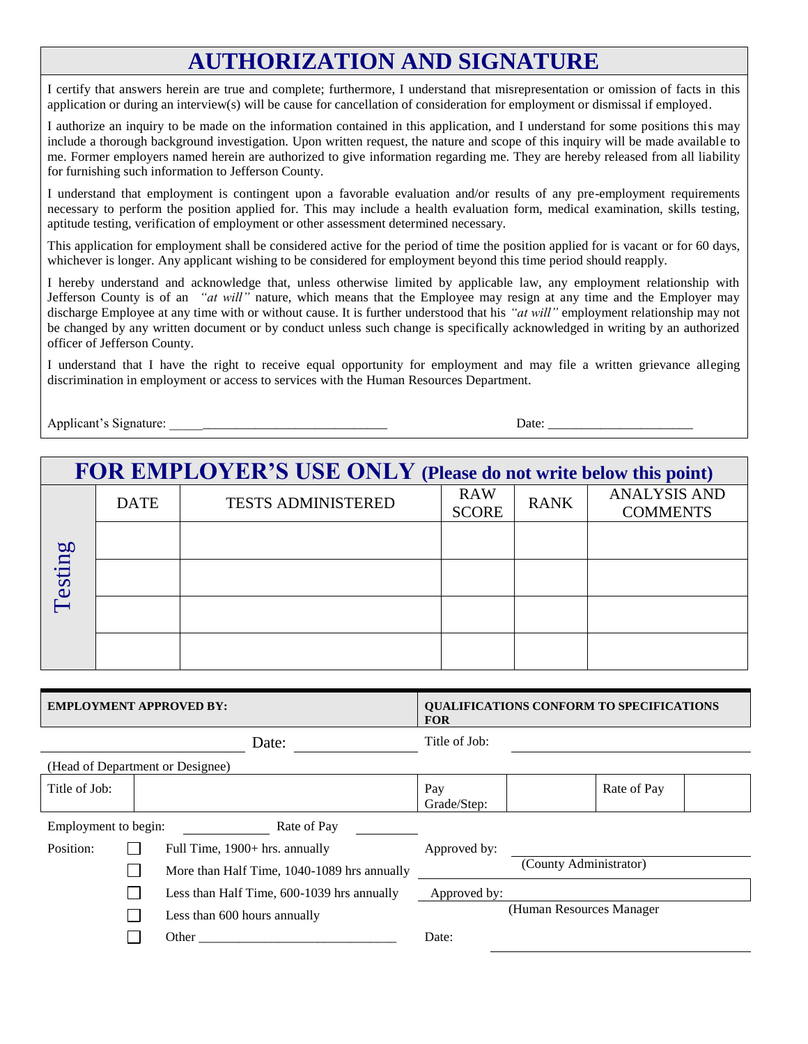# AUTHORIZATION AND SIGNATURE

I certify that answers herein are true and complete; furthermore, I understand that misrepresentation or omission of facts in this application or during an interview(s) will be cause for cancellation of consideration for employment or dismissal if employed.

I authorize an inquiry to be made on the information contained in this application, and I understand for some positions this may include a thorough background investigation. Upon written request, the nature and scope of this inquiry will be made available to me. Former employers named herein are authorized to give information regarding me. They are hereby released from all liability for furnishing such information to Jefferson County.

I understand that employment is contingent upon a favorable evaluation and/or results of any pre-employment requirements necessary to perform the position applied for. This may include a health evaluation form, medical examination, skills testing, aptitude testing, verification of employment or other assessment determined necessary.

This application for employment shall be considered active for the period of time the position applied for is vacant or for 60 days, whichever is longer. Any applicant wishing to be considered for employment beyond this time period should reapply.

I hereby understand and acknowledge that, unless otherwise limited by applicable law, any employment relationship with Jefferson County is of an *"at will"* nature, which means that the Employee may resign at any time and the Employer may discharge Employee at any time with or without cause. It is further understood that his *"at will"* employment relationship may not be changed by any written document or by conduct unless such change is specifically acknowledged in writing by an authorized officer of Jefferson County.

I understand that I have the right to receive equal opportunity for employment and may file a written grievance alleging discrimination in employment or access to services with the Human Resources Department.

Applicant's Signature: ________________________________ Date: ______________________

# FOR EMPLOYER'S USE ONLY (Please do not write below this point)

| Testing | DATE | TESTS ADMINISTERED | RAW SCORE | RANK | ANALYSIS AND COMMENTS |
|---|---|---|---|---|---|
| | | | | | |
| | | | | | |
| | | | | | |
| | | | | | |

| EMPLOYMENT APPROVED BY: | QUALIFICATIONS CONFORM TO SPECIFICATIONS FOR |
|---|---|
| ______________________ Date: ____________ | Title of Job: ______________________ |
| (Head of Department or Designee) | |
| Title of Job: | Pay Grade/Step: ________ Rate of Pay ________ |
| Employment to begin: ____________ Rate of Pay ________ | |
| Position: ☐ Full Time, 1900+ hrs. annually | Approved by: ______________________ |
| ☐ More than Half Time, 1040-1089 hrs annually | (County Administrator) |
| ☐ Less than Half Time, 600-1039 hrs annually | Approved by: ______________________ |
| ☐ Less than 600 hours annually | (Human Resources Manager |
| ☐ Other ______________________________ | Date: ______________________ |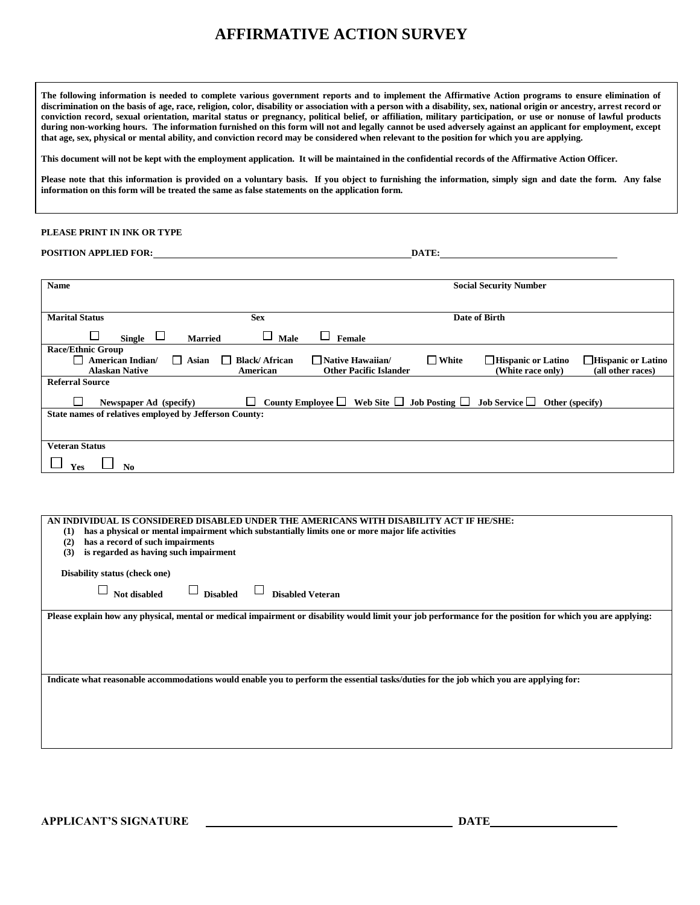# AFFIRMATIVE ACTION SURVEY

**The following information is needed to complete various government reports and to implement the Affirmative Action programs to ensure elimination of discrimination on the basis of age, race, religion, color, disability or association with a person with a disability, sex, national origin or ancestry, arrest record or conviction record, sexual orientation, marital status or pregnancy, political belief, or affiliation, military participation, or use or nonuse of lawful products during non-working hours. The information furnished on this form will not and legally cannot be used adversely against an applicant for employment, except that age, sex, physical or mental ability, and conviction record may be considered when relevant to the position for which you are applying.**

**This document will not be kept with the employment application. It will be maintained in the confidential records of the Affirmative Action Officer.**

**Please note that this information is provided on a voluntary basis. If you object to furnishing the information, simply sign and date the form. Any false information on this form will be treated the same as false statements on the application form.**

**PLEASE PRINT IN INK OR TYPE**

**POSITION APPLIED FOR:** ______________________________ **DATE:** ____________________

| | |
|---|---|
| **Name** | **Social Security Number** |
| **Marital Status** ☐ Single ☐ Married &nbsp;&nbsp; **Sex** ☐ Male ☐ Female | **Date of Birth** |
| **Race/Ethnic Group** ☐ American Indian/ Alaskan Native ☐ Asian ☐ Black/ African American ☐ Native Hawaiian/ Other Pacific Islander ☐ White ☐ Hispanic or Latino (White race only) ☐ Hispanic or Latino (all other races) | |
| **Referral Source** ☐ Newspaper Ad (specify) ☐ County Employee ☐ Web Site ☐ Job Posting ☐ Job Service ☐ Other (specify) | |
| **State names of relatives employed by Jefferson County:** | |
| **Veteran Status** ☐ Yes ☐ No | |

**AN INDIVIDUAL IS CONSIDERED DISABLED UNDER THE AMERICANS WITH DISABILITY ACT IF HE/SHE:**

1. **has a physical or mental impairment which substantially limits one or more major life activities**
2. **has a record of such impairments**
3. **is regarded as having such impairment**

**Disability status (check one)**

☐ **Not disabled** ☐ **Disabled** ☐ **Disabled Veteran**

**Please explain how any physical, mental or medical impairment or disability would limit your job performance for the position for which you are applying:**

**Indicate what reasonable accommodations would enable you to perform the essential tasks/duties for the job which you are applying for:**

**APPLICANT'S SIGNATURE** ______________________________ **DATE** ____________________